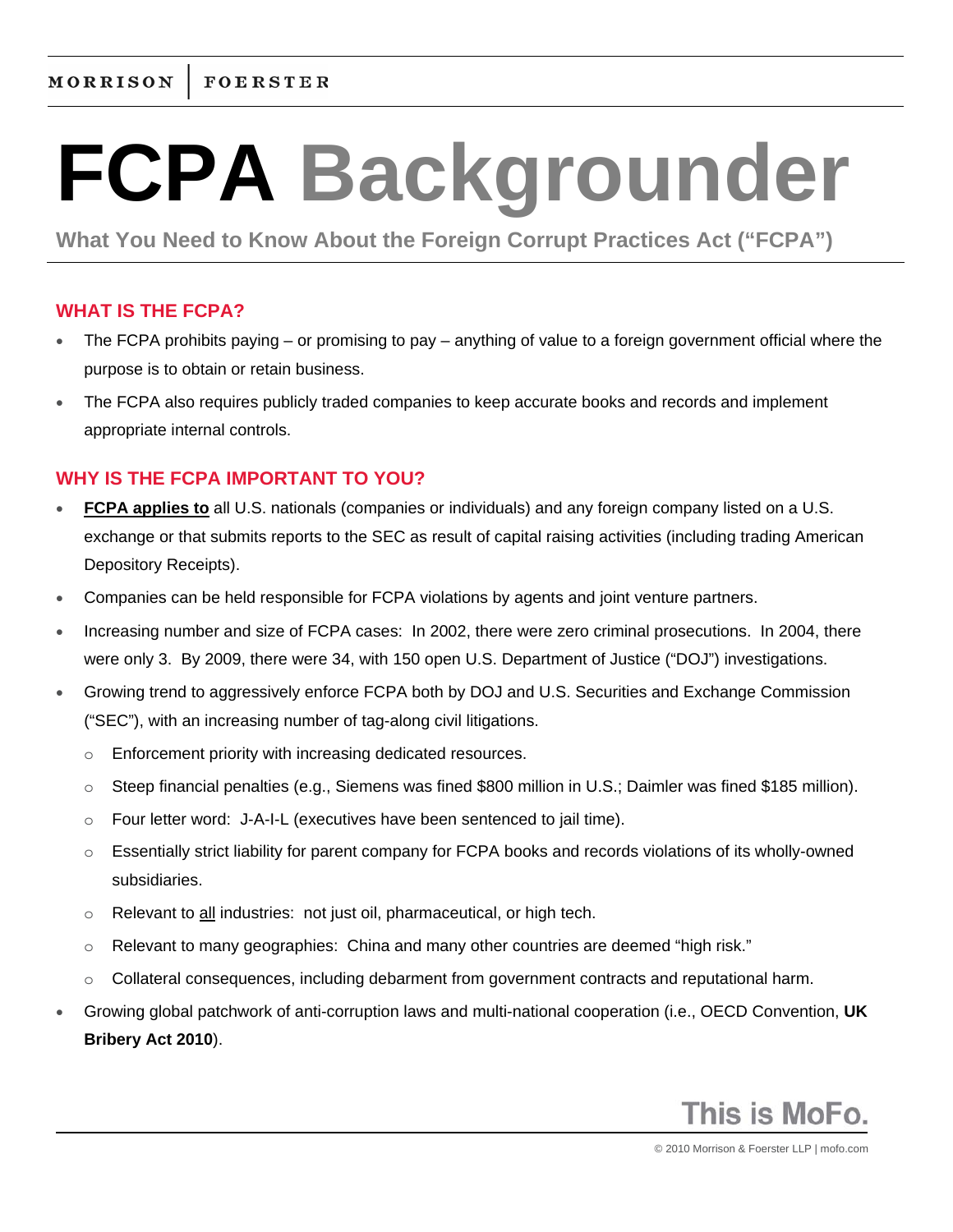MORRISON | FOERSTER

# FCPA Backgrounder

**What You Need to Know About the Foreign Corrupt Practices Act ("FCPA")**

## WHAT IS THE FCPA?

- The FCPA prohibits paying – or promising to pay – anything of value to a foreign government official where the purpose is to obtain or retain business.
- The FCPA also requires publicly traded companies to keep accurate books and records and implement appropriate internal controls.

## WHY IS THE FCPA IMPORTANT TO YOU?

- **FCPA applies to** all U.S. nationals (companies or individuals) and any foreign company listed on a U.S. exchange or that submits reports to the SEC as result of capital raising activities (including trading American Depository Receipts).
- Companies can be held responsible for FCPA violations by agents and joint venture partners.
- Increasing number and size of FCPA cases: In 2002, there were zero criminal prosecutions. In 2004, there were only 3. By 2009, there were 34, with 150 open U.S. Department of Justice ("DOJ") investigations.
- Growing trend to aggressively enforce FCPA both by DOJ and U.S. Securities and Exchange Commission ("SEC"), with an increasing number of tag-along civil litigations.
  - Enforcement priority with increasing dedicated resources.
  - Steep financial penalties (e.g., Siemens was fined $800 million in U.S.; Daimler was fined $185 million).
  - Four letter word: J-A-I-L (executives have been sentenced to jail time).
  - Essentially strict liability for parent company for FCPA books and records violations of its wholly-owned subsidiaries.
  - Relevant to all industries: not just oil, pharmaceutical, or high tech.
  - Relevant to many geographies: China and many other countries are deemed "high risk."
  - Collateral consequences, including debarment from government contracts and reputational harm.
- Growing global patchwork of anti-corruption laws and multi-national cooperation (i.e., OECD Convention, **UK Bribery Act 2010**).

This is MoFo.

© 2010 Morrison & Foerster LLP | mofo.com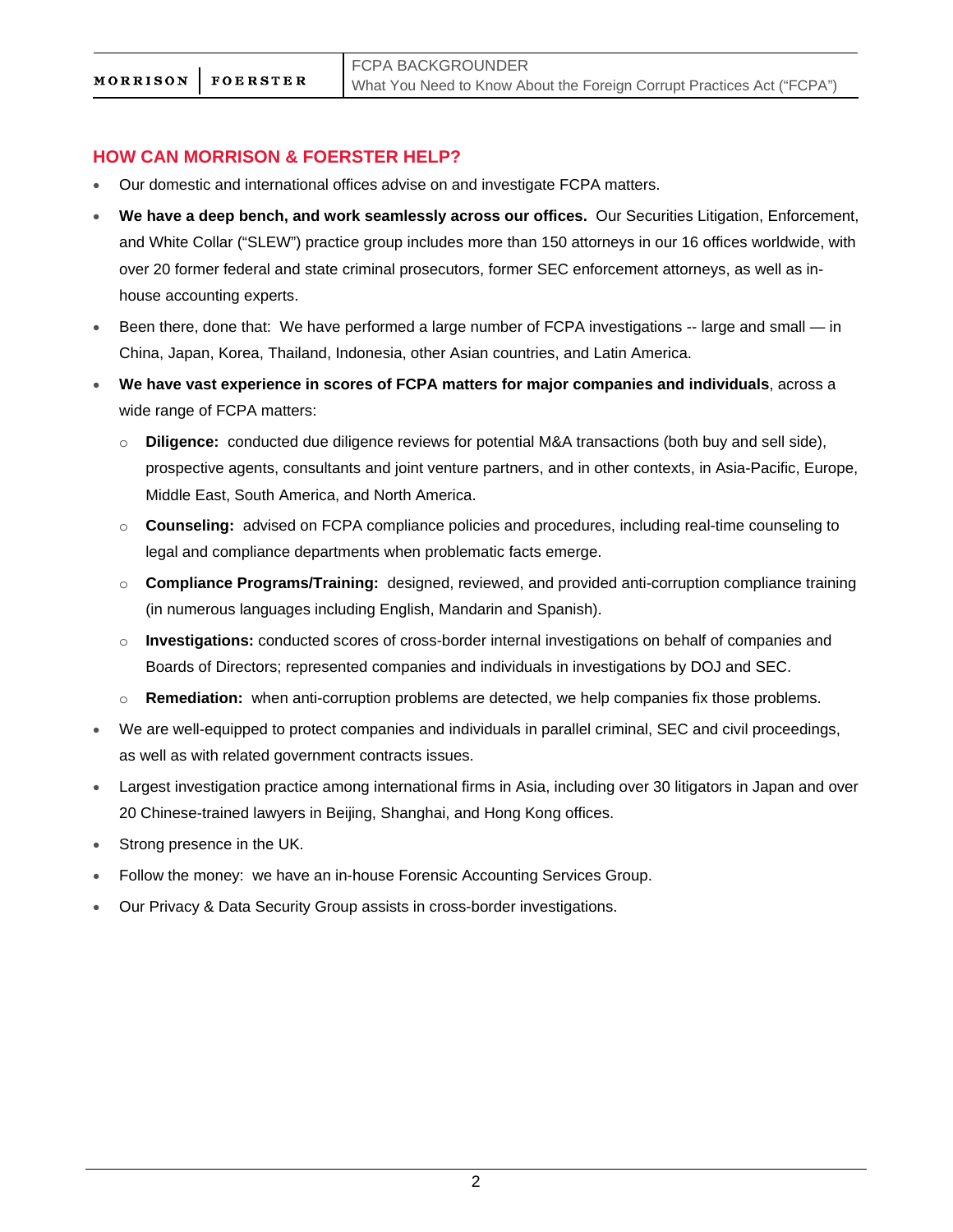## HOW CAN MORRISON & FOERSTER HELP?

- Our domestic and international offices advise on and investigate FCPA matters.
- **We have a deep bench, and work seamlessly across our offices.** Our Securities Litigation, Enforcement, and White Collar ("SLEW") practice group includes more than 150 attorneys in our 16 offices worldwide, with over 20 former federal and state criminal prosecutors, former SEC enforcement attorneys, as well as in-house accounting experts.
- Been there, done that: We have performed a large number of FCPA investigations -- large and small — in China, Japan, Korea, Thailand, Indonesia, other Asian countries, and Latin America.
- **We have vast experience in scores of FCPA matters for major companies and individuals**, across a wide range of FCPA matters:
  - **Diligence:** conducted due diligence reviews for potential M&A transactions (both buy and sell side), prospective agents, consultants and joint venture partners, and in other contexts, in Asia-Pacific, Europe, Middle East, South America, and North America.
  - **Counseling:** advised on FCPA compliance policies and procedures, including real-time counseling to legal and compliance departments when problematic facts emerge.
  - **Compliance Programs/Training:** designed, reviewed, and provided anti-corruption compliance training (in numerous languages including English, Mandarin and Spanish).
  - **Investigations:** conducted scores of cross-border internal investigations on behalf of companies and Boards of Directors; represented companies and individuals in investigations by DOJ and SEC.
  - **Remediation:** when anti-corruption problems are detected, we help companies fix those problems.
- We are well-equipped to protect companies and individuals in parallel criminal, SEC and civil proceedings, as well as with related government contracts issues.
- Largest investigation practice among international firms in Asia, including over 30 litigators in Japan and over 20 Chinese-trained lawyers in Beijing, Shanghai, and Hong Kong offices.
- Strong presence in the UK.
- Follow the money: we have an in-house Forensic Accounting Services Group.
- Our Privacy & Data Security Group assists in cross-border investigations.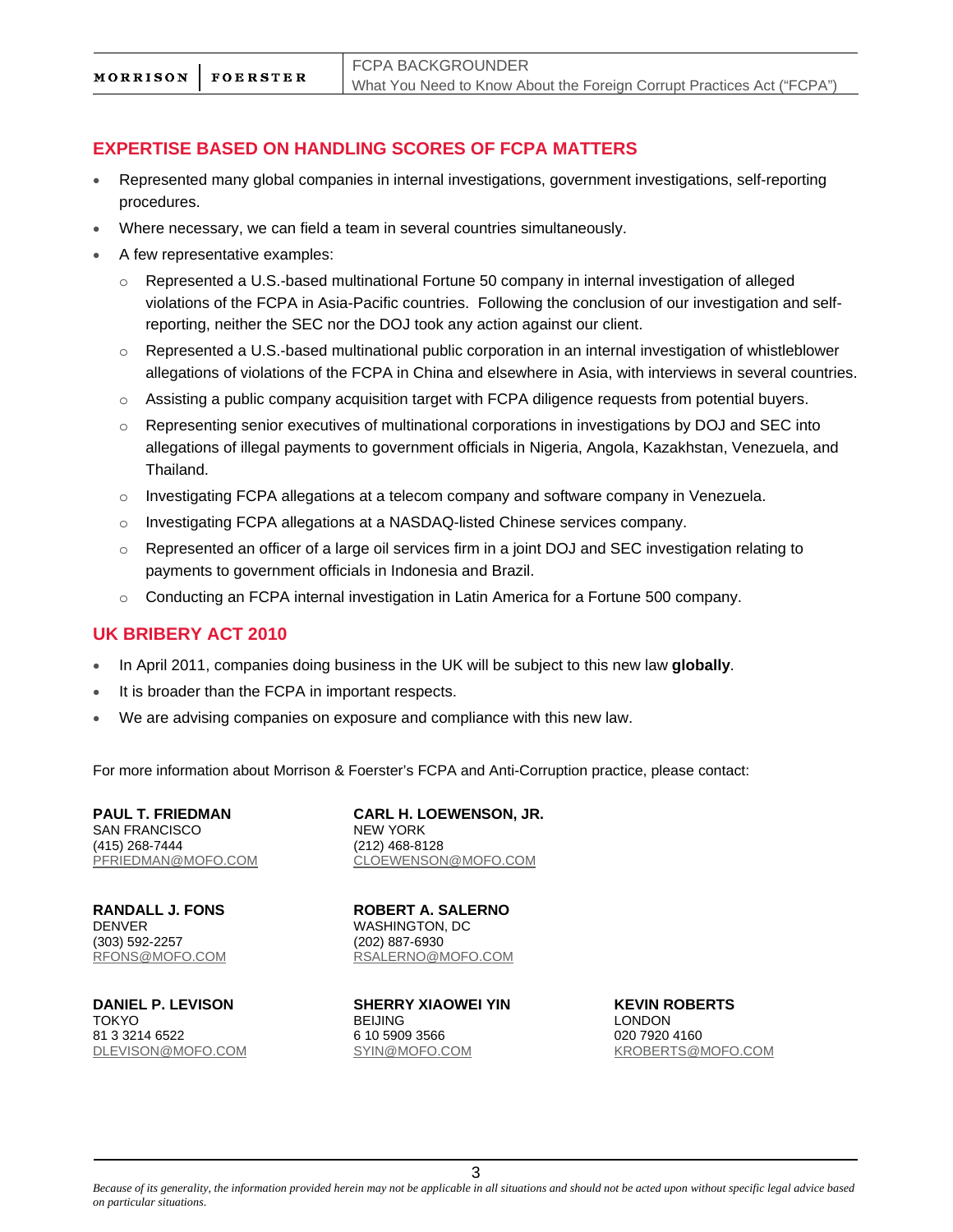## EXPERTISE BASED ON HANDLING SCORES OF FCPA MATTERS

- Represented many global companies in internal investigations, government investigations, self-reporting procedures.
- Where necessary, we can field a team in several countries simultaneously.
- A few representative examples:
  - Represented a U.S.-based multinational Fortune 50 company in internal investigation of alleged violations of the FCPA in Asia-Pacific countries. Following the conclusion of our investigation and self-reporting, neither the SEC nor the DOJ took any action against our client.
  - Represented a U.S.-based multinational public corporation in an internal investigation of whistleblower allegations of violations of the FCPA in China and elsewhere in Asia, with interviews in several countries.
  - Assisting a public company acquisition target with FCPA diligence requests from potential buyers.
  - Representing senior executives of multinational corporations in investigations by DOJ and SEC into allegations of illegal payments to government officials in Nigeria, Angola, Kazakhstan, Venezuela, and Thailand.
  - Investigating FCPA allegations at a telecom company and software company in Venezuela.
  - Investigating FCPA allegations at a NASDAQ-listed Chinese services company.
  - Represented an officer of a large oil services firm in a joint DOJ and SEC investigation relating to payments to government officials in Indonesia and Brazil.
  - Conducting an FCPA internal investigation in Latin America for a Fortune 500 company.

## UK BRIBERY ACT 2010

- In April 2011, companies doing business in the UK will be subject to this new law **globally**.
- It is broader than the FCPA in important respects.
- We are advising companies on exposure and compliance with this new law.

For more information about Morrison & Foerster's FCPA and Anti-Corruption practice, please contact:

**PAUL T. FRIEDMAN**
SAN FRANCISCO
(415) 268-7444
PFRIEDMAN@MOFO.COM

**CARL H. LOEWENSON, JR.**
NEW YORK
(212) 468-8128
CLOEWENSON@MOFO.COM

**RANDALL J. FONS**
DENVER
(303) 592-2257
RFONS@MOFO.COM

**ROBERT A. SALERNO**
WASHINGTON, DC
(202) 887-6930
RSALERNO@MOFO.COM

**DANIEL P. LEVISON**
TOKYO
81 3 3214 6522
DLEVISON@MOFO.COM

**SHERRY XIAOWEI YIN**
BEIJING
6 10 5909 3566
SYIN@MOFO.COM

**KEVIN ROBERTS**
LONDON
020 7920 4160
KROBERTS@MOFO.COM

*Because of its generality, the information provided herein may not be applicable in all situations and should not be acted upon without specific legal advice based on particular situations.*